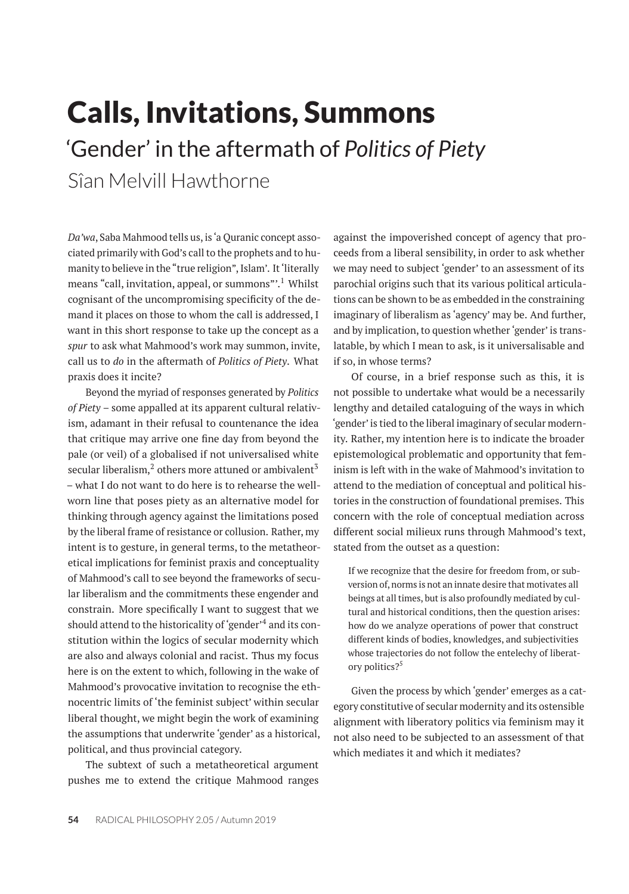# Calls, Invitations, Summons

## 'Gender' in the aftermath of *Politics of Piety*

### Sîan Melvill Hawthorne

*Da'wa*, Saba Mahmood tells us, is 'a Quranic concept associated primarily with God's call to the prophets and to humanity to believe in the "true religion", Islam'. It 'literally means "call, invitation, appeal, or summons"'.[1] Whilst cognisant of the uncompromising specificity of the demand it places on those to whom the call is addressed, I want in this short response to take up the concept as a *spur* to ask what Mahmood's work may summon, invite, call us to *do* in the aftermath of *Politics of Piety*. What praxis does it incite?

Beyond the myriad of responses generated by *Politics of Piety* – some appalled at its apparent cultural relativism, adamant in their refusal to countenance the idea that critique may arrive one fine day from beyond the pale (or veil) of a globalised if not universalised white secular liberalism,[2] others more attuned or ambivalent[3] – what I do not want to do here is to rehearse the well-worn line that poses piety as an alternative model for thinking through agency against the limitations posed by the liberal frame of resistance or collusion. Rather, my intent is to gesture, in general terms, to the metatheoretical implications for feminist praxis and conceptuality of Mahmood's call to see beyond the frameworks of secular liberalism and the commitments these engender and constrain. More specifically I want to suggest that we should attend to the historicality of 'gender'[4] and its constitution within the logics of secular modernity which are also and always colonial and racist. Thus my focus here is on the extent to which, following in the wake of Mahmood's provocative invitation to recognise the ethnocentric limits of 'the feminist subject' within secular liberal thought, we might begin the work of examining the assumptions that underwrite 'gender' as a historical, political, and thus provincial category.

The subtext of such a metatheoretical argument pushes me to extend the critique Mahmood ranges against the impoverished concept of agency that proceeds from a liberal sensibility, in order to ask whether we may need to subject 'gender' to an assessment of its parochial origins such that its various political articulations can be shown to be as embedded in the constraining imaginary of liberalism as 'agency' may be. And further, and by implication, to question whether 'gender' is translatable, by which I mean to ask, is it universalisable and if so, in whose terms?

Of course, in a brief response such as this, it is not possible to undertake what would be a necessarily lengthy and detailed cataloguing of the ways in which 'gender' is tied to the liberal imaginary of secular modernity. Rather, my intention here is to indicate the broader epistemological problematic and opportunity that feminism is left with in the wake of Mahmood's invitation to attend to the mediation of conceptual and political histories in the construction of foundational premises. This concern with the role of conceptual mediation across different social milieux runs through Mahmood's text, stated from the outset as a question:

> If we recognize that the desire for freedom from, or subversion of, norms is not an innate desire that motivates all beings at all times, but is also profoundly mediated by cultural and historical conditions, then the question arises: how do we analyze operations of power that construct different kinds of bodies, knowledges, and subjectivities whose trajectories do not follow the entelechy of liberatory politics?[5]

Given the process by which 'gender' emerges as a category constitutive of secular modernity and its ostensible alignment with liberatory politics via feminism may it not also need to be subjected to an assessment of that which mediates it and which it mediates?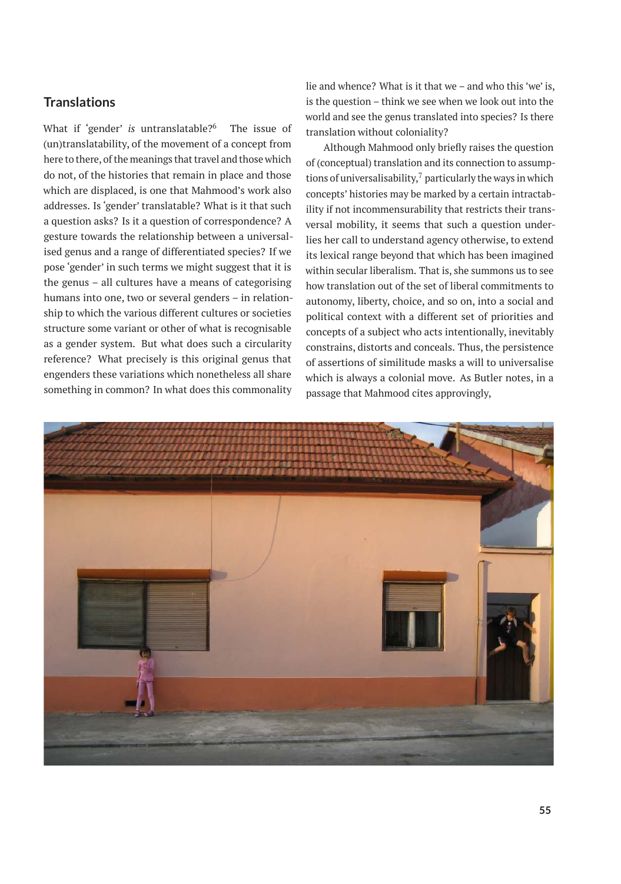## Translations

What if ‘gender’ *is* untranslatable?[6] The issue of (un)translatability, of the movement of a concept from here to there, of the meanings that travel and those which do not, of the histories that remain in place and those which are displaced, is one that Mahmood’s work also addresses. Is ‘gender’ translatable? What is it that such a question asks? Is it a question of correspondence? A gesture towards the relationship between a universalised genus and a range of differentiated species? If we pose ‘gender’ in such terms we might suggest that it is the genus – all cultures have a means of categorising humans into one, two or several genders – in relationship to which the various different cultures or societies structure some variant or other of what is recognisable as a gender system. But what does such a circularity reference? What precisely is this original genus that engenders these variations which nonetheless all share something in common? In what does this commonality lie and whence? What is it that we – and who this ’we’ is, is the question – think we see when we look out into the world and see the genus translated into species? Is there translation without coloniality?

Although Mahmood only briefly raises the question of (conceptual) translation and its connection to assumptions of universalisability,[7] particularly the ways in which concepts’ histories may be marked by a certain intractability if not incommensurability that restricts their transversal mobility, it seems that such a question underlies her call to understand agency otherwise, to extend its lexical range beyond that which has been imagined within secular liberalism. That is, she summons us to see how translation out of the set of liberal commitments to autonomy, liberty, choice, and so on, into a social and political context with a different set of priorities and concepts of a subject who acts intentionally, inevitably constrains, distorts and conceals. Thus, the persistence of assertions of similitude masks a will to universalise which is always a colonial move. As Butler notes, in a passage that Mahmood cites approvingly,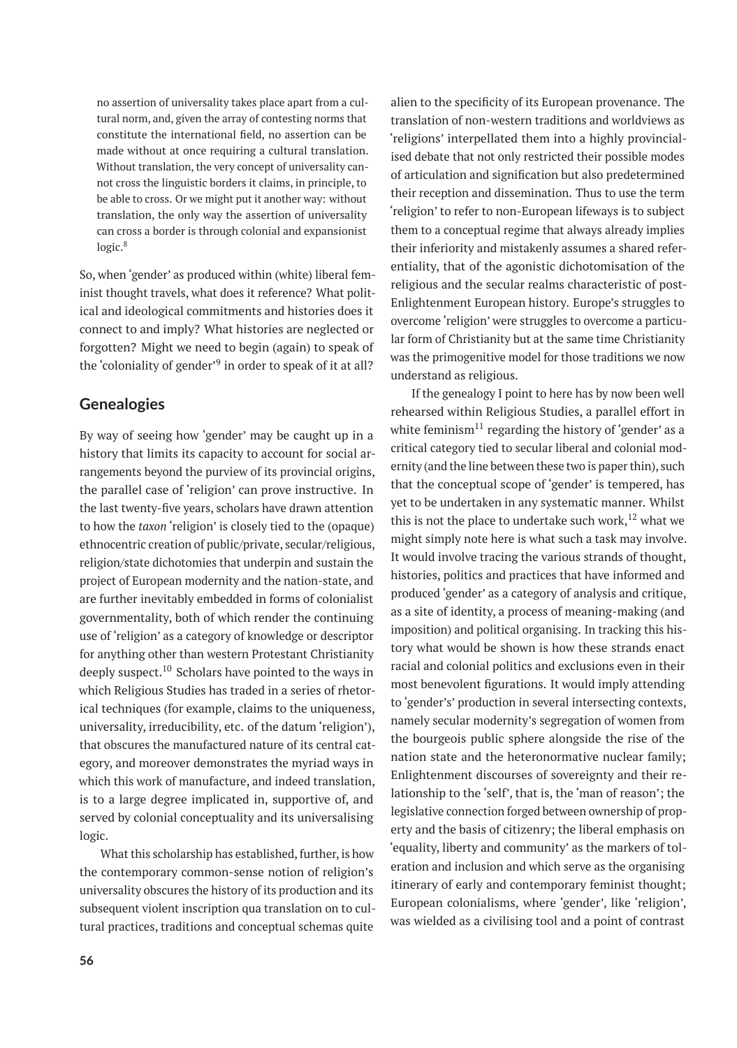> no assertion of universality takes place apart from a cultural norm, and, given the array of contesting norms that constitute the international field, no assertion can be made without at once requiring a cultural translation. Without translation, the very concept of universality cannot cross the linguistic borders it claims, in principle, to be able to cross. Or we might put it another way: without translation, the only way the assertion of universality can cross a border is through colonial and expansionist logic.[8]

So, when 'gender' as produced within (white) liberal feminist thought travels, what does it reference? What political and ideological commitments and histories does it connect to and imply? What histories are neglected or forgotten? Might we need to begin (again) to speak of the 'coloniality of gender'[9] in order to speak of it at all?

## Genealogies

By way of seeing how 'gender' may be caught up in a history that limits its capacity to account for social arrangements beyond the purview of its provincial origins, the parallel case of 'religion' can prove instructive. In the last twenty-five years, scholars have drawn attention to how the *taxon* 'religion' is closely tied to the (opaque) ethnocentric creation of public/private, secular/religious, religion/state dichotomies that underpin and sustain the project of European modernity and the nation-state, and are further inevitably embedded in forms of colonialist governmentality, both of which render the continuing use of 'religion' as a category of knowledge or descriptor for anything other than western Protestant Christianity deeply suspect.[10] Scholars have pointed to the ways in which Religious Studies has traded in a series of rhetorical techniques (for example, claims to the uniqueness, universality, irreducibility, etc. of the datum 'religion'), that obscures the manufactured nature of its central category, and moreover demonstrates the myriad ways in which this work of manufacture, and indeed translation, is to a large degree implicated in, supportive of, and served by colonial conceptuality and its universalising logic.

What this scholarship has established, further, is how the contemporary common-sense notion of religion's universality obscures the history of its production and its subsequent violent inscription qua translation on to cultural practices, traditions and conceptual schemas quite alien to the specificity of its European provenance. The translation of non-western traditions and worldviews as 'religions' interpellated them into a highly provincialised debate that not only restricted their possible modes of articulation and signification but also predetermined their reception and dissemination. Thus to use the term 'religion' to refer to non-European lifeways is to subject them to a conceptual regime that always already implies their inferiority and mistakenly assumes a shared referentiality, that of the agonistic dichotomisation of the religious and the secular realms characteristic of post-Enlightenment European history. Europe's struggles to overcome 'religion' were struggles to overcome a particular form of Christianity but at the same time Christianity was the primogenitive model for those traditions we now understand as religious.

If the genealogy I point to here has by now been well rehearsed within Religious Studies, a parallel effort in white feminism[11] regarding the history of 'gender' as a critical category tied to secular liberal and colonial modernity (and the line between these two is paper thin), such that the conceptual scope of 'gender' is tempered, has yet to be undertaken in any systematic manner. Whilst this is not the place to undertake such work,[12] what we might simply note here is what such a task may involve. It would involve tracing the various strands of thought, histories, politics and practices that have informed and produced 'gender' as a category of analysis and critique, as a site of identity, a process of meaning-making (and imposition) and political organising. In tracking this history what would be shown is how these strands enact racial and colonial politics and exclusions even in their most benevolent figurations. It would imply attending to 'gender's' production in several intersecting contexts, namely secular modernity's segregation of women from the bourgeois public sphere alongside the rise of the nation state and the heteronormative nuclear family; Enlightenment discourses of sovereignty and their relationship to the 'self', that is, the 'man of reason'; the legislative connection forged between ownership of property and the basis of citizenry; the liberal emphasis on 'equality, liberty and community' as the markers of toleration and inclusion and which serve as the organising itinerary of early and contemporary feminist thought; European colonialisms, where 'gender', like 'religion', was wielded as a civilising tool and a point of contrast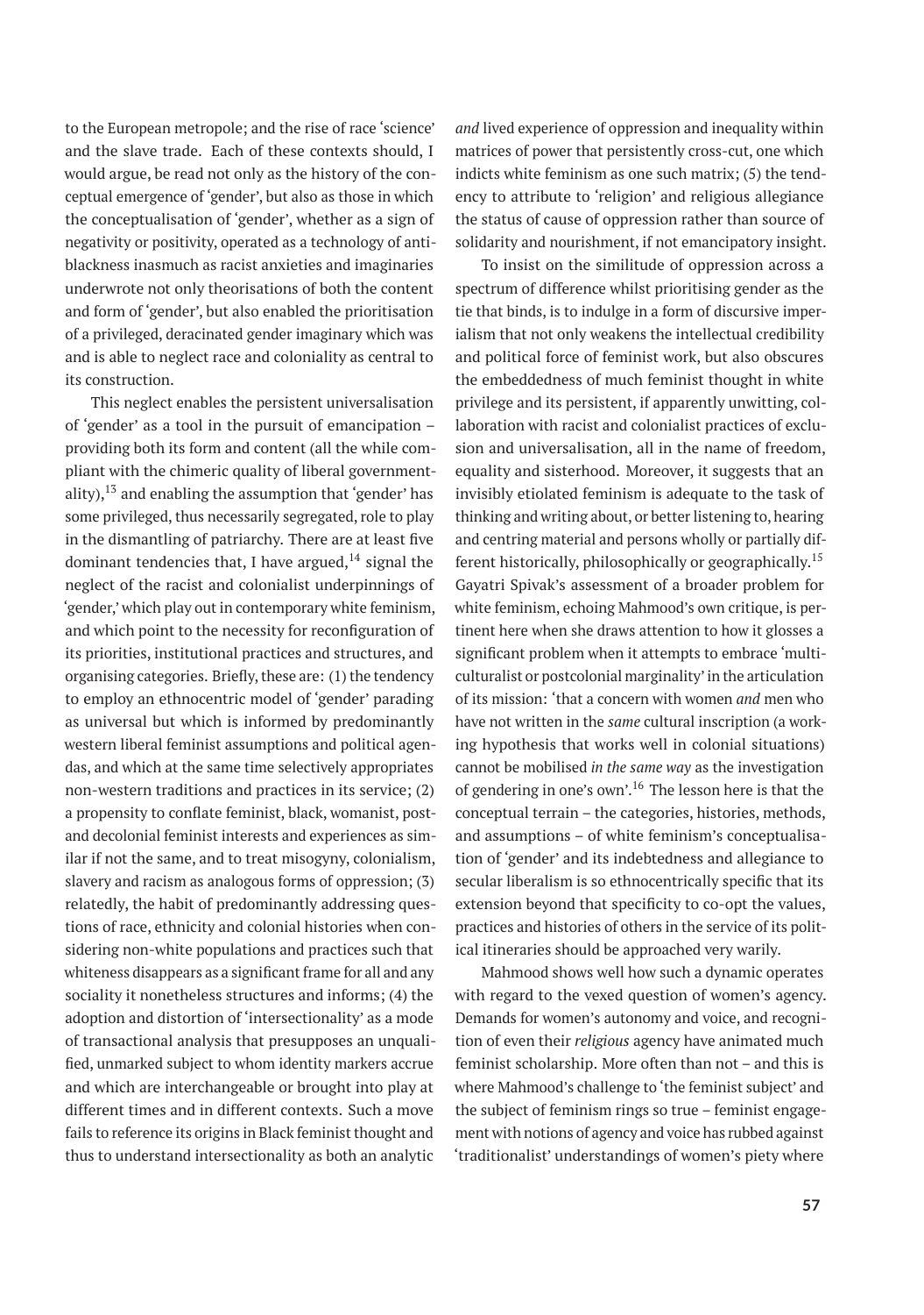to the European metropole; and the rise of race 'science' and the slave trade. Each of these contexts should, I would argue, be read not only as the history of the conceptual emergence of 'gender', but also as those in which the conceptualisation of 'gender', whether as a sign of negativity or positivity, operated as a technology of anti-blackness inasmuch as racist anxieties and imaginaries underwrote not only theorisations of both the content and form of 'gender', but also enabled the prioritisation of a privileged, deracinated gender imaginary which was and is able to neglect race and coloniality as central to its construction.

This neglect enables the persistent universalisation of 'gender' as a tool in the pursuit of emancipation – providing both its form and content (all the while compliant with the chimeric quality of liberal governmentality),[13] and enabling the assumption that 'gender' has some privileged, thus necessarily segregated, role to play in the dismantling of patriarchy. There are at least five dominant tendencies that, I have argued,[14] signal the neglect of the racist and colonialist underpinnings of 'gender,' which play out in contemporary white feminism, and which point to the necessity for reconfiguration of its priorities, institutional practices and structures, and organising categories. Briefly, these are: (1) the tendency to employ an ethnocentric model of 'gender' parading as universal but which is informed by predominantly western liberal feminist assumptions and political agendas, and which at the same time selectively appropriates non-western traditions and practices in its service; (2) a propensity to conflate feminist, black, womanist, post- and decolonial feminist interests and experiences as similar if not the same, and to treat misogyny, colonialism, slavery and racism as analogous forms of oppression; (3) relatedly, the habit of predominantly addressing questions of race, ethnicity and colonial histories when considering non-white populations and practices such that whiteness disappears as a significant frame for all and any sociality it nonetheless structures and informs; (4) the adoption and distortion of 'intersectionality' as a mode of transactional analysis that presupposes an unqualified, unmarked subject to whom identity markers accrue and which are interchangeable or brought into play at different times and in different contexts. Such a move fails to reference its origins in Black feminist thought and thus to understand intersectionality as both an analytic *and* lived experience of oppression and inequality within matrices of power that persistently cross-cut, one which indicts white feminism as one such matrix; (5) the tendency to attribute to 'religion' and religious allegiance the status of cause of oppression rather than source of solidarity and nourishment, if not emancipatory insight.

To insist on the similitude of oppression across a spectrum of difference whilst prioritising gender as the tie that binds, is to indulge in a form of discursive imperialism that not only weakens the intellectual credibility and political force of feminist work, but also obscures the embeddedness of much feminist thought in white privilege and its persistent, if apparently unwitting, collaboration with racist and colonialist practices of exclusion and universalisation, all in the name of freedom, equality and sisterhood. Moreover, it suggests that an invisibly etiolated feminism is adequate to the task of thinking and writing about, or better listening to, hearing and centring material and persons wholly or partially different historically, philosophically or geographically.[15] Gayatri Spivak's assessment of a broader problem for white feminism, echoing Mahmood's own critique, is pertinent here when she draws attention to how it glosses a significant problem when it attempts to embrace 'multiculturalist or postcolonial marginality' in the articulation of its mission: 'that a concern with women *and* men who have not written in the *same* cultural inscription (a working hypothesis that works well in colonial situations) cannot be mobilised *in the same way* as the investigation of gendering in one's own'.[16] The lesson here is that the conceptual terrain – the categories, histories, methods, and assumptions – of white feminism's conceptualisation of 'gender' and its indebtedness and allegiance to secular liberalism is so ethnocentrically specific that its extension beyond that specificity to co-opt the values, practices and histories of others in the service of its political itineraries should be approached very warily.

Mahmood shows well how such a dynamic operates with regard to the vexed question of women's agency. Demands for women's autonomy and voice, and recognition of even their *religious* agency have animated much feminist scholarship. More often than not – and this is where Mahmood's challenge to 'the feminist subject' and the subject of feminism rings so true – feminist engagement with notions of agency and voice has rubbed against 'traditionalist' understandings of women's piety where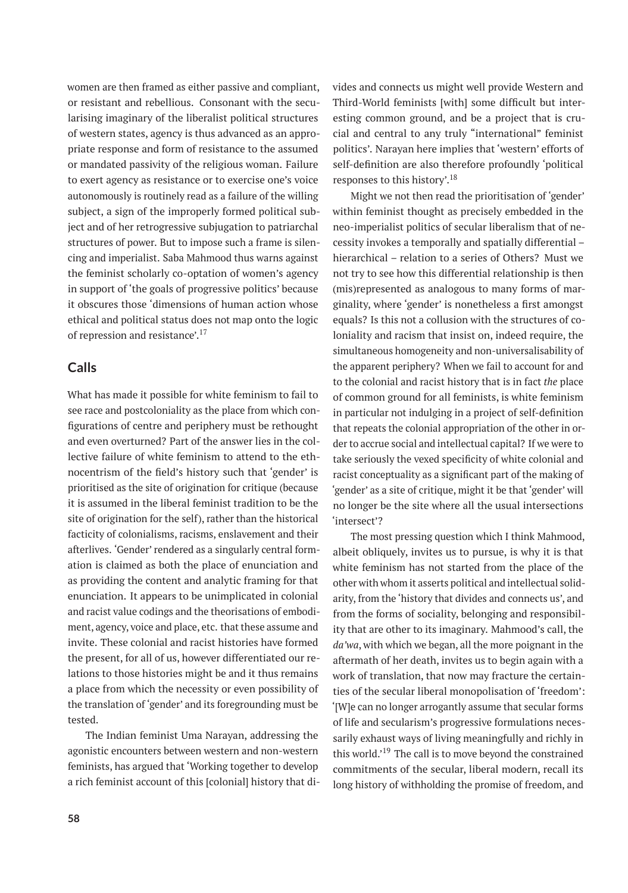women are then framed as either passive and compliant, or resistant and rebellious. Consonant with the secularising imaginary of the liberalist political structures of western states, agency is thus advanced as an appropriate response and form of resistance to the assumed or mandated passivity of the religious woman. Failure to exert agency as resistance or to exercise one's voice autonomously is routinely read as a failure of the willing subject, a sign of the improperly formed political subject and of her retrogressive subjugation to patriarchal structures of power. But to impose such a frame is silencing and imperialist. Saba Mahmood thus warns against the feminist scholarly co-optation of women's agency in support of 'the goals of progressive politics' because it obscures those 'dimensions of human action whose ethical and political status does not map onto the logic of repression and resistance'.[17]

## Calls

What has made it possible for white feminism to fail to see race and postcoloniality as the place from which configurations of centre and periphery must be rethought and even overturned? Part of the answer lies in the collective failure of white feminism to attend to the ethnocentrism of the field's history such that 'gender' is prioritised as the site of origination for critique (because it is assumed in the liberal feminist tradition to be the site of origination for the self), rather than the historical facticity of colonialisms, racisms, enslavement and their afterlives. 'Gender' rendered as a singularly central formation is claimed as both the place of enunciation and as providing the content and analytic framing for that enunciation. It appears to be unimplicated in colonial and racist value codings and the theorisations of embodiment, agency, voice and place, etc. that these assume and invite. These colonial and racist histories have formed the present, for all of us, however differentiated our relations to those histories might be and it thus remains a place from which the necessity or even possibility of the translation of 'gender' and its foregrounding must be tested.

The Indian feminist Uma Narayan, addressing the agonistic encounters between western and non-western feminists, has argued that 'Working together to develop a rich feminist account of this [colonial] history that divides and connects us might well provide Western and Third-World feminists [with] some difficult but interesting common ground, and be a project that is crucial and central to any truly "international" feminist politics'. Narayan here implies that 'western' efforts of self-definition are also therefore profoundly 'political responses to this history'.[18]

Might we not then read the prioritisation of 'gender' within feminist thought as precisely embedded in the neo-imperialist politics of secular liberalism that of necessity invokes a temporally and spatially differential – hierarchical – relation to a series of Others? Must we not try to see how this differential relationship is then (mis)represented as analogous to many forms of marginality, where 'gender' is nonetheless a first amongst equals? Is this not a collusion with the structures of coloniality and racism that insist on, indeed require, the simultaneous homogeneity and non-universalisability of the apparent periphery? When we fail to account for and to the colonial and racist history that is in fact *the* place of common ground for all feminists, is white feminism in particular not indulging in a project of self-definition that repeats the colonial appropriation of the other in order to accrue social and intellectual capital? If we were to take seriously the vexed specificity of white colonial and racist conceptuality as a significant part of the making of 'gender' as a site of critique, might it be that 'gender' will no longer be the site where all the usual intersections 'intersect'?

The most pressing question which I think Mahmood, albeit obliquely, invites us to pursue, is why it is that white feminism has not started from the place of the other with whom it asserts political and intellectual solidarity, from the 'history that divides and connects us', and from the forms of sociality, belonging and responsibility that are other to its imaginary. Mahmood's call, the *da'wa*, with which we began, all the more poignant in the aftermath of her death, invites us to begin again with a work of translation, that now may fracture the certainties of the secular liberal monopolisation of 'freedom': '[W]e can no longer arrogantly assume that secular forms of life and secularism's progressive formulations necessarily exhaust ways of living meaningfully and richly in this world.'[19] The call is to move beyond the constrained commitments of the secular, liberal modern, recall its long history of withholding the promise of freedom, and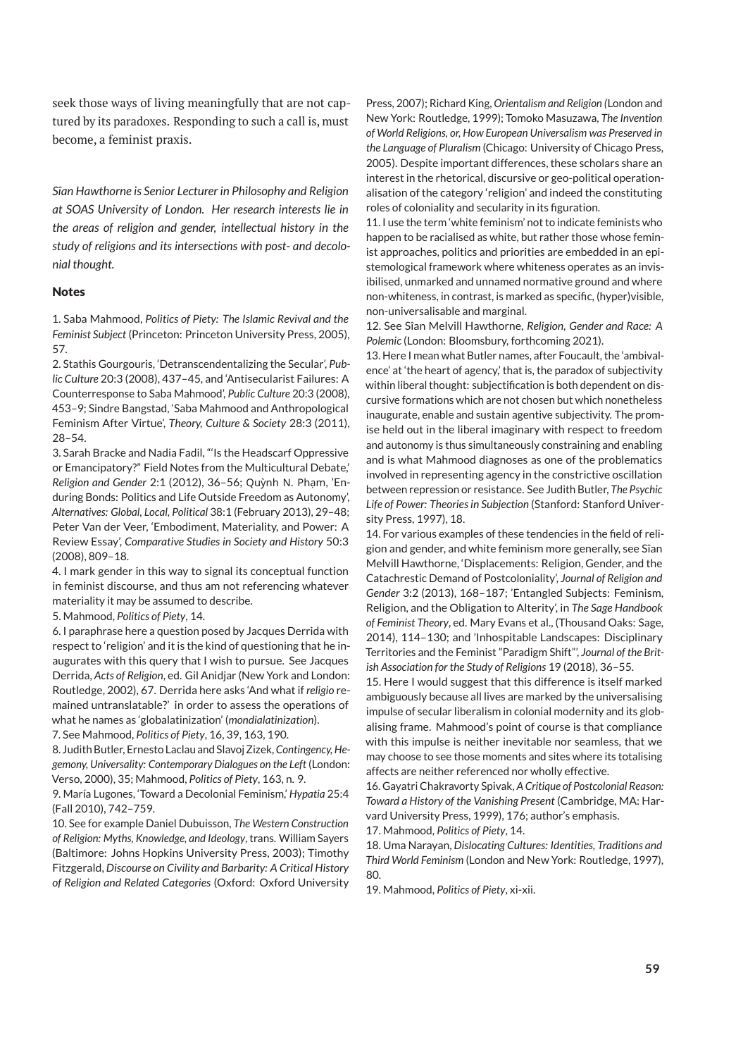seek those ways of living meaningfully that are not captured by its paradoxes. Responding to such a call is, must become, a feminist praxis.

*Sîan Hawthorne is Senior Lecturer in Philosophy and Religion at SOAS University of London. Her research interests lie in the areas of religion and gender, intellectual history in the study of religions and its intersections with post- and decolonial thought.*

## Notes

1. Saba Mahmood, *Politics of Piety: The Islamic Revival and the Feminist Subject* (Princeton: Princeton University Press, 2005), 57.

2. Stathis Gourgouris, 'Detranscendentalizing the Secular', *Public Culture* 20:3 (2008), 437–45, and 'Antisecularist Failures: A Counterresponse to Saba Mahmood', *Public Culture* 20:3 (2008), 453–9; Sindre Bangstad, 'Saba Mahmood and Anthropological Feminism After Virtue', *Theory, Culture & Society* 28:3 (2011), 28–54.

3. Sarah Bracke and Nadia Fadil, "'Is the Headscarf Oppressive or Emancipatory?" Field Notes from the Multicultural Debate,' *Religion and Gender* 2:1 (2012), 36–56; Quỳnh N. Phạm, 'Enduring Bonds: Politics and Life Outside Freedom as Autonomy', *Alternatives: Global, Local, Political* 38:1 (February 2013), 29–48; Peter Van der Veer, 'Embodiment, Materiality, and Power: A Review Essay', *Comparative Studies in Society and History* 50:3 (2008), 809–18.

4. I mark gender in this way to signal its conceptual function in feminist discourse, and thus am not referencing whatever materiality it may be assumed to describe.

5. Mahmood, *Politics of Piety*, 14.

6. I paraphrase here a question posed by Jacques Derrida with respect to 'religion' and it is the kind of questioning that he inaugurates with this query that I wish to pursue. See Jacques Derrida, *Acts of Religion*, ed. Gil Anidjar (New York and London: Routledge, 2002), 67. Derrida here asks 'And what if *religio* remained untranslatable?' in order to assess the operations of what he names as 'globalatinization' (*mondialatinization*).

7. See Mahmood, *Politics of Piety*, 16, 39, 163, 190.

8. Judith Butler, Ernesto Laclau and Slavoj Zizek, *Contingency, Hegemony, Universality: Contemporary Dialogues on the Left* (London: Verso, 2000), 35; Mahmood, *Politics of Piety*, 163, n. 9.

9. María Lugones, 'Toward a Decolonial Feminism,' *Hypatia* 25:4 (Fall 2010), 742–759.

10. See for example Daniel Dubuisson, *The Western Construction of Religion: Myths, Knowledge, and Ideology*, trans. William Sayers (Baltimore: Johns Hopkins University Press, 2003); Timothy Fitzgerald, *Discourse on Civility and Barbarity: A Critical History of Religion and Related Categories* (Oxford: Oxford University Press, 2007); Richard King, *Orientalism and Religion (*London and New York: Routledge, 1999); Tomoko Masuzawa, *The Invention of World Religions, or, How European Universalism was Preserved in the Language of Pluralism* (Chicago: University of Chicago Press, 2005). Despite important differences, these scholars share an interest in the rhetorical, discursive or geo-political operationalisation of the category 'religion' and indeed the constituting roles of coloniality and secularity in its figuration.

11. I use the term 'white feminism' not to indicate feminists who happen to be racialised as white, but rather those whose feminist approaches, politics and priorities are embedded in an epistemological framework where whiteness operates as an invisibilised, unmarked and unnamed normative ground and where non-whiteness, in contrast, is marked as specific, (hyper)visible, non-universalisable and marginal.

12. See Sîan Melvill Hawthorne, *Religion, Gender and Race: A Polemic* (London: Bloomsbury, forthcoming 2021).

13. Here I mean what Butler names, after Foucault, the 'ambivalence' at 'the heart of agency,' that is, the paradox of subjectivity within liberal thought: subjectification is both dependent on discursive formations which are not chosen but which nonetheless inaugurate, enable and sustain agentive subjectivity. The promise held out in the liberal imaginary with respect to freedom and autonomy is thus simultaneously constraining and enabling and is what Mahmood diagnoses as one of the problematics involved in representing agency in the constrictive oscillation between repression or resistance. See Judith Butler, *The Psychic Life of Power: Theories in Subjection* (Stanford: Stanford University Press, 1997), 18.

14. For various examples of these tendencies in the field of religion and gender, and white feminism more generally, see Sîan Melvill Hawthorne, 'Displacements: Religion, Gender, and the Catachrestic Demand of Postcoloniality', *Journal of Religion and Gender* 3:2 (2013), 168–187; 'Entangled Subjects: Feminism, Religion, and the Obligation to Alterity', in *The Sage Handbook of Feminist Theory*, ed. Mary Evans et al., (Thousand Oaks: Sage, 2014), 114–130; and 'Inhospitable Landscapes: Disciplinary Territories and the Feminist "Paradigm Shift"', *Journal of the British Association for the Study of Religions* 19 (2018), 36–55.

15. Here I would suggest that this difference is itself marked ambiguously because all lives are marked by the universalising impulse of secular liberalism in colonial modernity and its globalising frame. Mahmood's point of course is that compliance with this impulse is neither inevitable nor seamless, that we may choose to see those moments and sites where its totalising affects are neither referenced nor wholly effective.

16. Gayatri Chakravorty Spivak, *A Critique of Postcolonial Reason: Toward a History of the Vanishing Present* (Cambridge, MA: Harvard University Press, 1999), 176; author's emphasis.

17. Mahmood, *Politics of Piety*, 14.

18. Uma Narayan, *Dislocating Cultures: Identities, Traditions and Third World Feminism* (London and New York: Routledge, 1997), 80.

19. Mahmood, *Politics of Piety*, xi-xii.